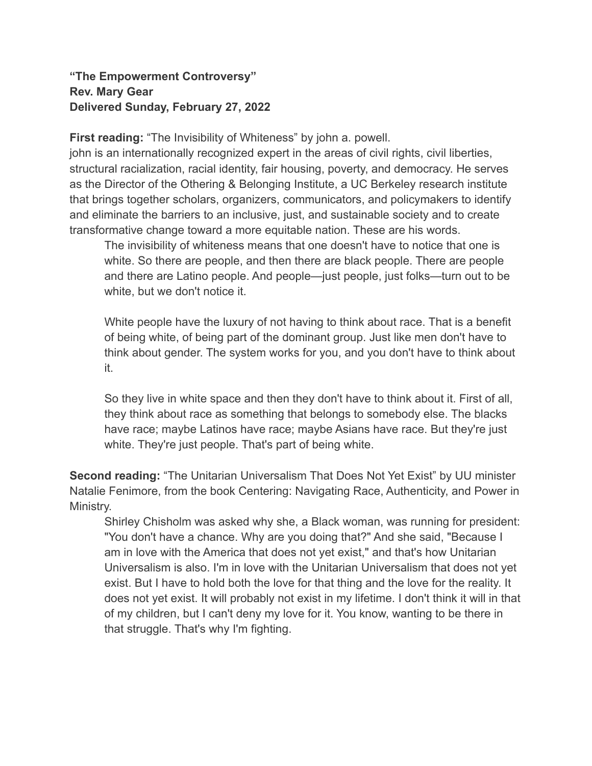**“The Empowerment Controversy”**
**Rev. Mary Gear**
**Delivered Sunday, February 27, 2022**

**First reading:** “The Invisibility of Whiteness” by john a. powell.
john is an internationally recognized expert in the areas of civil rights, civil liberties, structural racialization, racial identity, fair housing, poverty, and democracy. He serves as the Director of the Othering & Belonging Institute, a UC Berkeley research institute that brings together scholars, organizers, communicators, and policymakers to identify and eliminate the barriers to an inclusive, just, and sustainable society and to create transformative change toward a more equitable nation. These are his words.

> The invisibility of whiteness means that one doesn't have to notice that one is white. So there are people, and then there are black people. There are people and there are Latino people. And people—just people, just folks—turn out to be white, but we don't notice it.
>
> White people have the luxury of not having to think about race. That is a benefit of being white, of being part of the dominant group. Just like men don't have to think about gender. The system works for you, and you don't have to think about it.
>
> So they live in white space and then they don't have to think about it. First of all, they think about race as something that belongs to somebody else. The blacks have race; maybe Latinos have race; maybe Asians have race. But they're just white. They're just people. That's part of being white.

**Second reading:** “The Unitarian Universalism That Does Not Yet Exist” by UU minister Natalie Fenimore, from the book Centering: Navigating Race, Authenticity, and Power in Ministry.

> Shirley Chisholm was asked why she, a Black woman, was running for president: "You don't have a chance. Why are you doing that?" And she said, "Because I am in love with the America that does not yet exist," and that's how Unitarian Universalism is also. I'm in love with the Unitarian Universalism that does not yet exist. But I have to hold both the love for that thing and the love for the reality. It does not yet exist. It will probably not exist in my lifetime. I don't think it will in that of my children, but I can't deny my love for it. You know, wanting to be there in that struggle. That's why I'm fighting.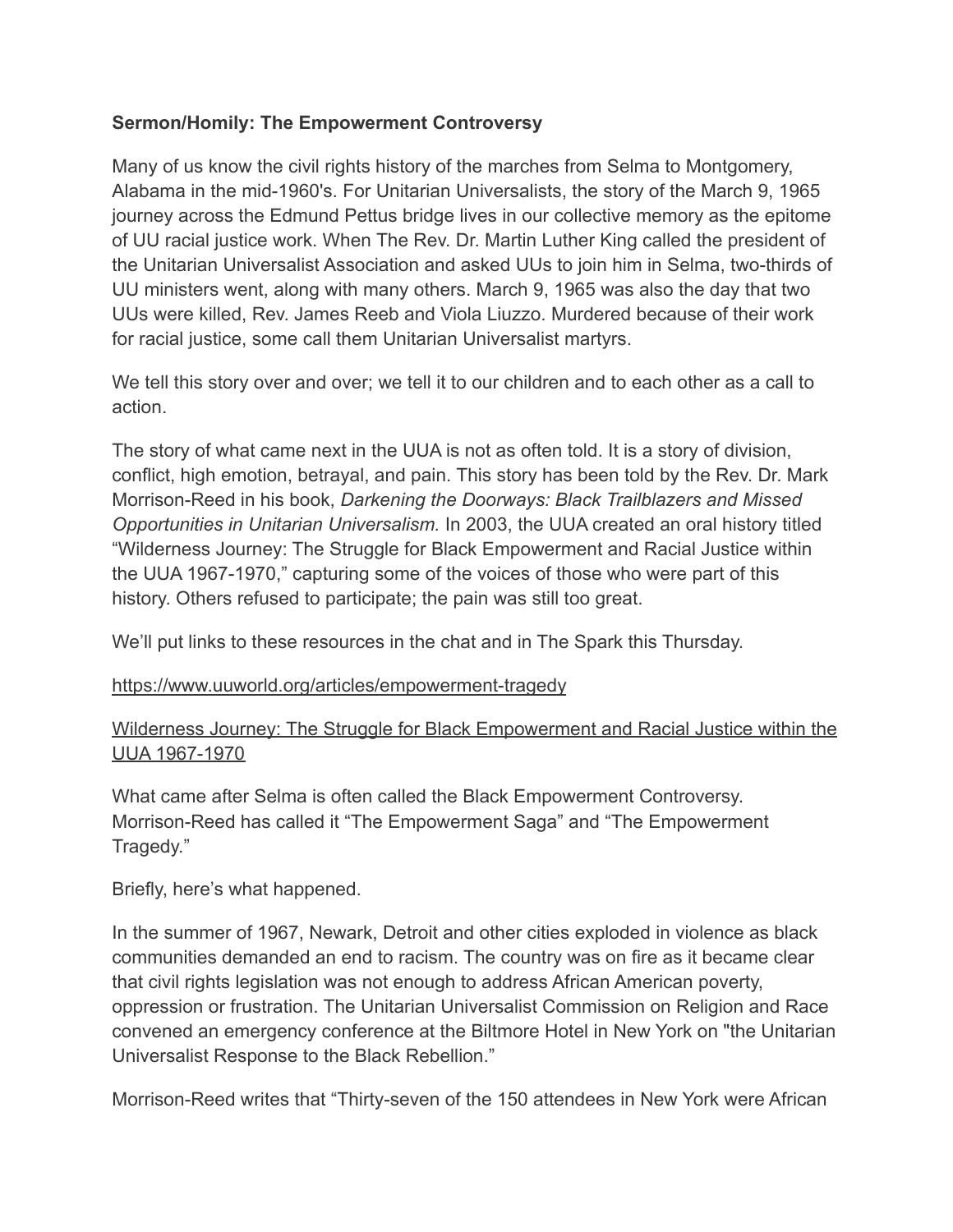**Sermon/Homily: The Empowerment Controversy**

Many of us know the civil rights history of the marches from Selma to Montgomery, Alabama in the mid-1960's. For Unitarian Universalists, the story of the March 9, 1965 journey across the Edmund Pettus bridge lives in our collective memory as the epitome of UU racial justice work. When The Rev. Dr. Martin Luther King called the president of the Unitarian Universalist Association and asked UUs to join him in Selma, two-thirds of UU ministers went, along with many others. March 9, 1965 was also the day that two UUs were killed, Rev. James Reeb and Viola Liuzzo. Murdered because of their work for racial justice, some call them Unitarian Universalist martyrs.

We tell this story over and over; we tell it to our children and to each other as a call to action.

The story of what came next in the UUA is not as often told. It is a story of division, conflict, high emotion, betrayal, and pain. This story has been told by the Rev. Dr. Mark Morrison-Reed in his book, *Darkening the Doorways: Black Trailblazers and Missed Opportunities in Unitarian Universalism.* In 2003, the UUA created an oral history titled "Wilderness Journey: The Struggle for Black Empowerment and Racial Justice within the UUA 1967-1970," capturing some of the voices of those who were part of this history. Others refused to participate; the pain was still too great.

We'll put links to these resources in the chat and in The Spark this Thursday.

https://www.uuworld.org/articles/empowerment-tragedy

Wilderness Journey: The Struggle for Black Empowerment and Racial Justice within the UUA 1967-1970

What came after Selma is often called the Black Empowerment Controversy. Morrison-Reed has called it "The Empowerment Saga" and "The Empowerment Tragedy."

Briefly, here's what happened.

In the summer of 1967, Newark, Detroit and other cities exploded in violence as black communities demanded an end to racism. The country was on fire as it became clear that civil rights legislation was not enough to address African American poverty, oppression or frustration. The Unitarian Universalist Commission on Religion and Race convened an emergency conference at the Biltmore Hotel in New York on "the Unitarian Universalist Response to the Black Rebellion."

Morrison-Reed writes that "Thirty-seven of the 150 attendees in New York were African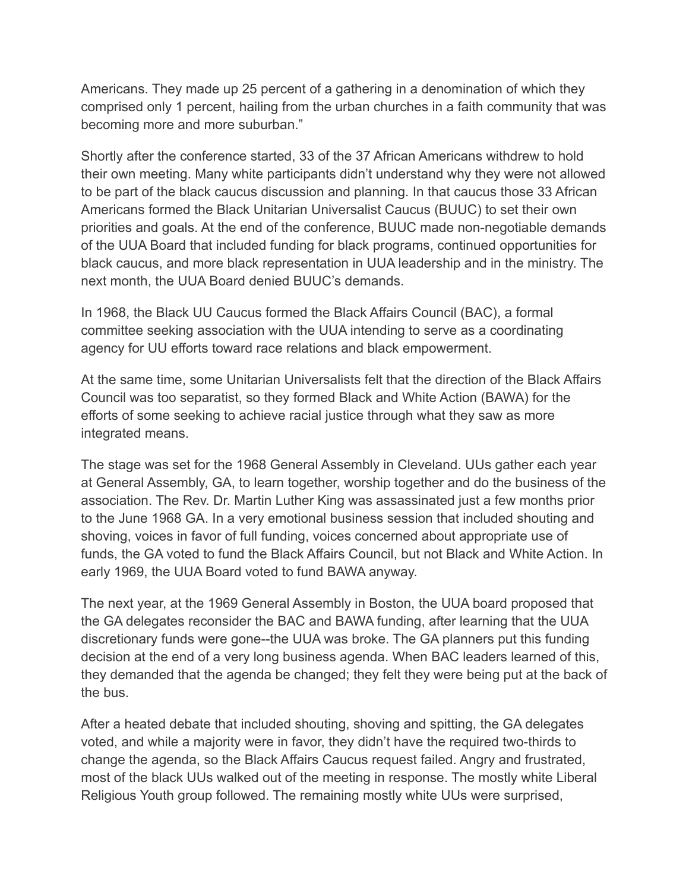Americans. They made up 25 percent of a gathering in a denomination of which they comprised only 1 percent, hailing from the urban churches in a faith community that was becoming more and more suburban."

Shortly after the conference started, 33 of the 37 African Americans withdrew to hold their own meeting. Many white participants didn't understand why they were not allowed to be part of the black caucus discussion and planning. In that caucus those 33 African Americans formed the Black Unitarian Universalist Caucus (BUUC) to set their own priorities and goals. At the end of the conference, BUUC made non-negotiable demands of the UUA Board that included funding for black programs, continued opportunities for black caucus, and more black representation in UUA leadership and in the ministry. The next month, the UUA Board denied BUUC's demands.

In 1968, the Black UU Caucus formed the Black Affairs Council (BAC), a formal committee seeking association with the UUA intending to serve as a coordinating agency for UU efforts toward race relations and black empowerment.

At the same time, some Unitarian Universalists felt that the direction of the Black Affairs Council was too separatist, so they formed Black and White Action (BAWA) for the efforts of some seeking to achieve racial justice through what they saw as more integrated means.

The stage was set for the 1968 General Assembly in Cleveland. UUs gather each year at General Assembly, GA, to learn together, worship together and do the business of the association. The Rev. Dr. Martin Luther King was assassinated just a few months prior to the June 1968 GA. In a very emotional business session that included shouting and shoving, voices in favor of full funding, voices concerned about appropriate use of funds, the GA voted to fund the Black Affairs Council, but not Black and White Action. In early 1969, the UUA Board voted to fund BAWA anyway.

The next year, at the 1969 General Assembly in Boston, the UUA board proposed that the GA delegates reconsider the BAC and BAWA funding, after learning that the UUA discretionary funds were gone--the UUA was broke. The GA planners put this funding decision at the end of a very long business agenda. When BAC leaders learned of this, they demanded that the agenda be changed; they felt they were being put at the back of the bus.

After a heated debate that included shouting, shoving and spitting, the GA delegates voted, and while a majority were in favor, they didn't have the required two-thirds to change the agenda, so the Black Affairs Caucus request failed. Angry and frustrated, most of the black UUs walked out of the meeting in response. The mostly white Liberal Religious Youth group followed. The remaining mostly white UUs were surprised,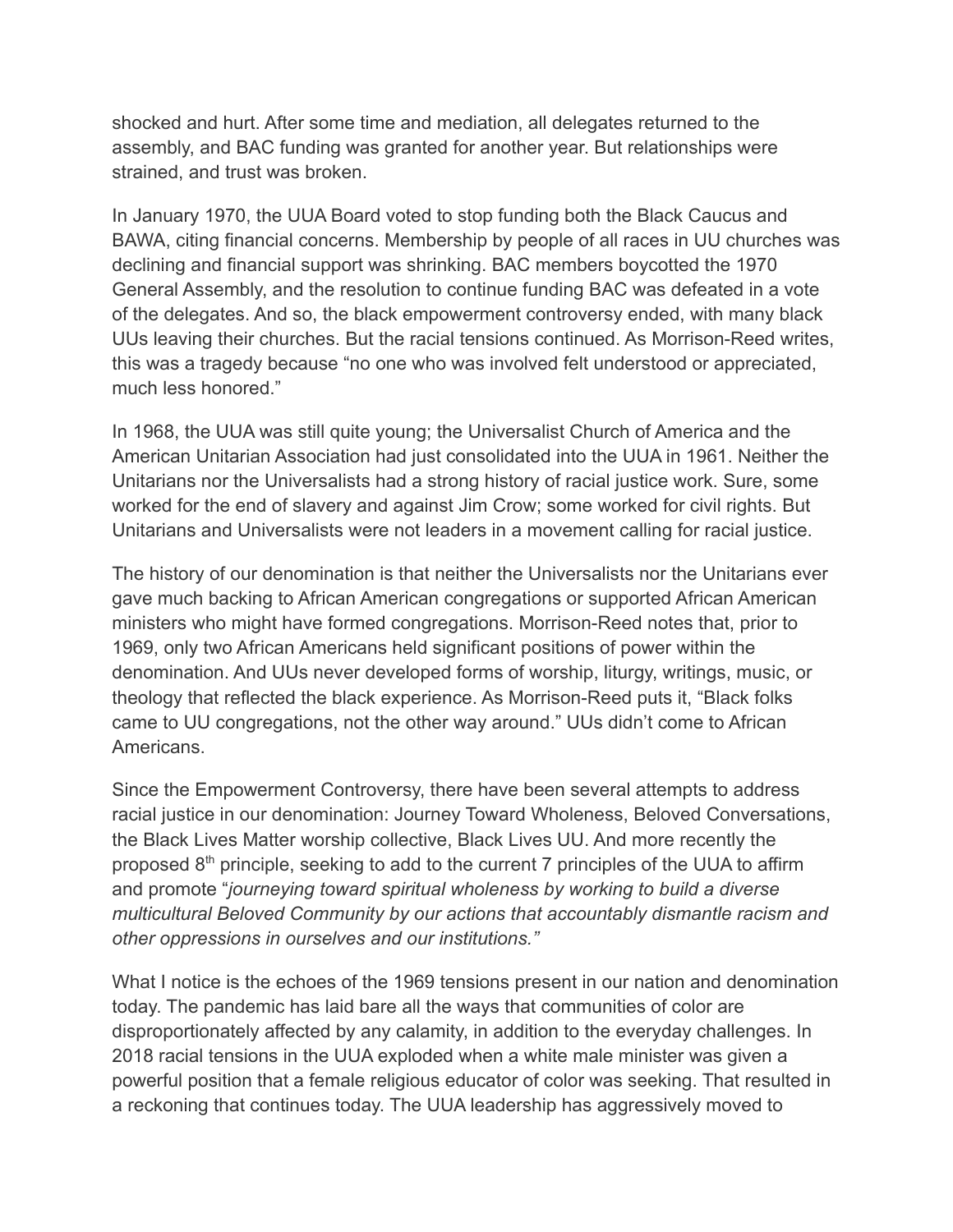shocked and hurt. After some time and mediation, all delegates returned to the assembly, and BAC funding was granted for another year. But relationships were strained, and trust was broken.

In January 1970, the UUA Board voted to stop funding both the Black Caucus and BAWA, citing financial concerns. Membership by people of all races in UU churches was declining and financial support was shrinking. BAC members boycotted the 1970 General Assembly, and the resolution to continue funding BAC was defeated in a vote of the delegates. And so, the black empowerment controversy ended, with many black UUs leaving their churches. But the racial tensions continued. As Morrison-Reed writes, this was a tragedy because "no one who was involved felt understood or appreciated, much less honored."

In 1968, the UUA was still quite young; the Universalist Church of America and the American Unitarian Association had just consolidated into the UUA in 1961. Neither the Unitarians nor the Universalists had a strong history of racial justice work. Sure, some worked for the end of slavery and against Jim Crow; some worked for civil rights. But Unitarians and Universalists were not leaders in a movement calling for racial justice.

The history of our denomination is that neither the Universalists nor the Unitarians ever gave much backing to African American congregations or supported African American ministers who might have formed congregations. Morrison-Reed notes that, prior to 1969, only two African Americans held significant positions of power within the denomination. And UUs never developed forms of worship, liturgy, writings, music, or theology that reflected the black experience. As Morrison-Reed puts it, "Black folks came to UU congregations, not the other way around." UUs didn't come to African Americans.

Since the Empowerment Controversy, there have been several attempts to address racial justice in our denomination: Journey Toward Wholeness, Beloved Conversations, the Black Lives Matter worship collective, Black Lives UU. And more recently the proposed 8th principle, seeking to add to the current 7 principles of the UUA to affirm and promote "*journeying toward spiritual wholeness by working to build a diverse multicultural Beloved Community by our actions that accountably dismantle racism and other oppressions in ourselves and our institutions.*"

What I notice is the echoes of the 1969 tensions present in our nation and denomination today. The pandemic has laid bare all the ways that communities of color are disproportionately affected by any calamity, in addition to the everyday challenges. In 2018 racial tensions in the UUA exploded when a white male minister was given a powerful position that a female religious educator of color was seeking. That resulted in a reckoning that continues today. The UUA leadership has aggressively moved to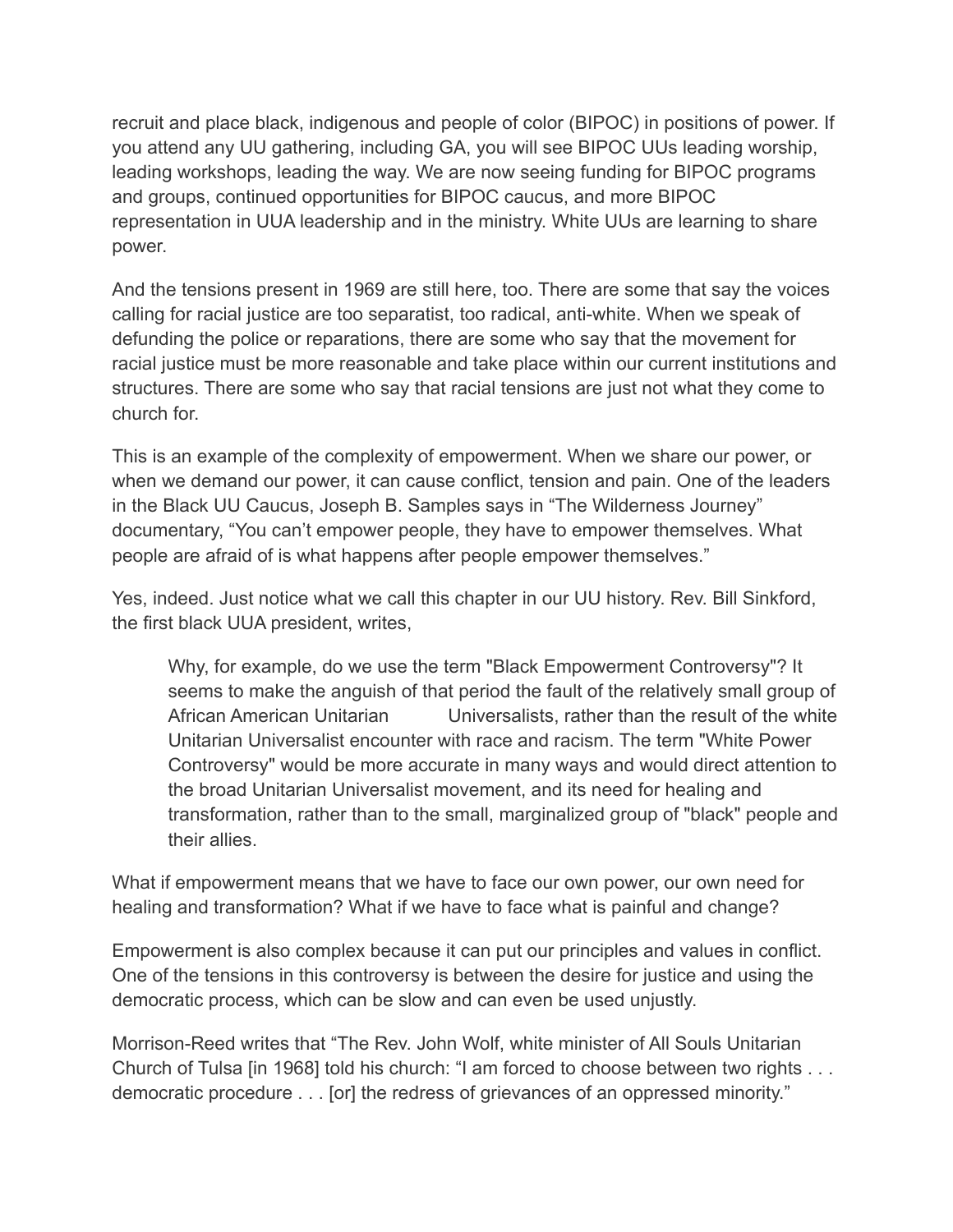recruit and place black, indigenous and people of color (BIPOC) in positions of power. If you attend any UU gathering, including GA, you will see BIPOC UUs leading worship, leading workshops, leading the way. We are now seeing funding for BIPOC programs and groups, continued opportunities for BIPOC caucus, and more BIPOC representation in UUA leadership and in the ministry. White UUs are learning to share power.

And the tensions present in 1969 are still here, too. There are some that say the voices calling for racial justice are too separatist, too radical, anti-white. When we speak of defunding the police or reparations, there are some who say that the movement for racial justice must be more reasonable and take place within our current institutions and structures. There are some who say that racial tensions are just not what they come to church for.

This is an example of the complexity of empowerment. When we share our power, or when we demand our power, it can cause conflict, tension and pain. One of the leaders in the Black UU Caucus, Joseph B. Samples says in "The Wilderness Journey" documentary, "You can't empower people, they have to empower themselves. What people are afraid of is what happens after people empower themselves."

Yes, indeed. Just notice what we call this chapter in our UU history. Rev. Bill Sinkford, the first black UUA president, writes,

> Why, for example, do we use the term "Black Empowerment Controversy"? It seems to make the anguish of that period the fault of the relatively small group of African American Unitarian Universalists, rather than the result of the white Unitarian Universalist encounter with race and racism. The term "White Power Controversy" would be more accurate in many ways and would direct attention to the broad Unitarian Universalist movement, and its need for healing and transformation, rather than to the small, marginalized group of "black" people and their allies.

What if empowerment means that we have to face our own power, our own need for healing and transformation? What if we have to face what is painful and change?

Empowerment is also complex because it can put our principles and values in conflict. One of the tensions in this controversy is between the desire for justice and using the democratic process, which can be slow and can even be used unjustly.

Morrison-Reed writes that "The Rev. John Wolf, white minister of All Souls Unitarian Church of Tulsa [in 1968] told his church: "I am forced to choose between two rights . . . democratic procedure . . . [or] the redress of grievances of an oppressed minority."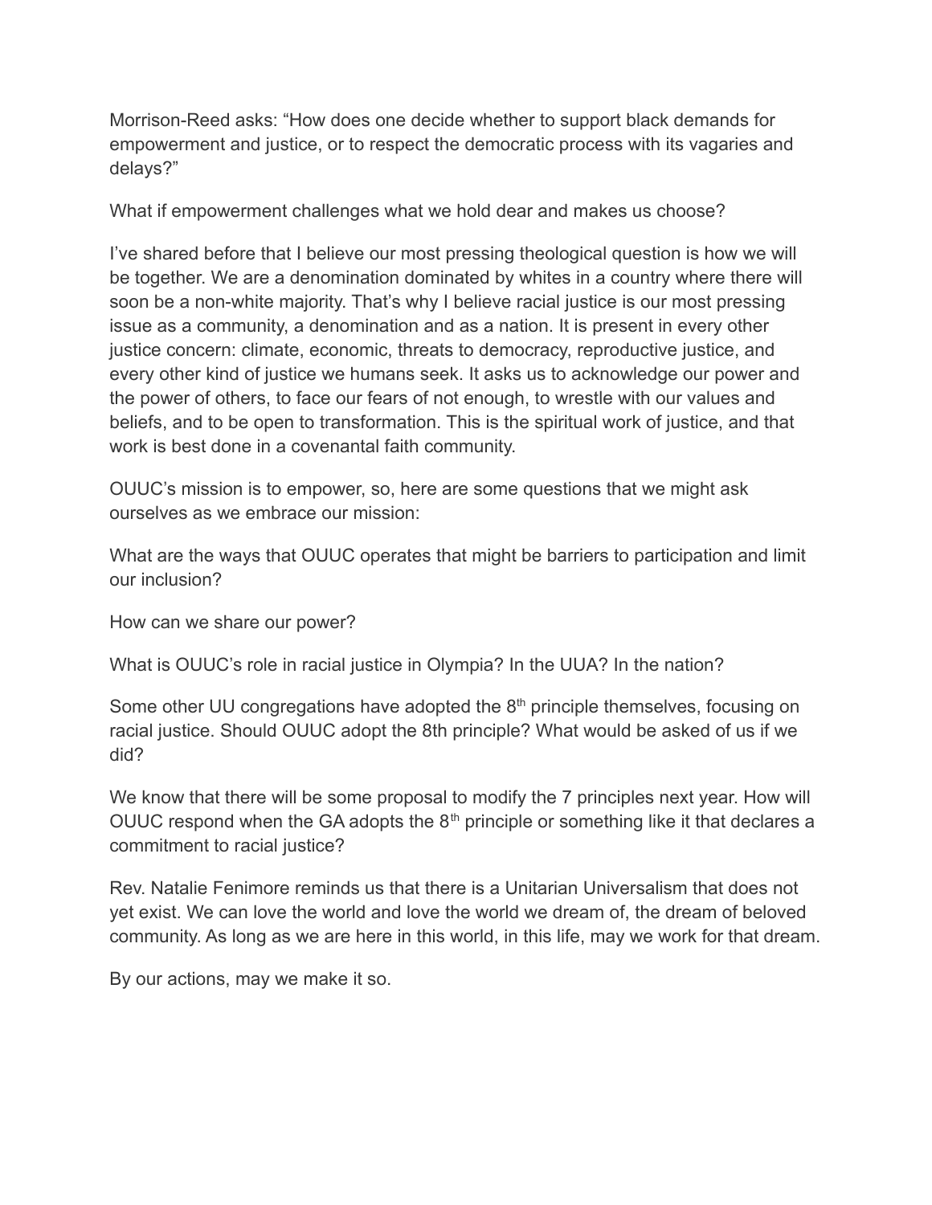Morrison-Reed asks: "How does one decide whether to support black demands for empowerment and justice, or to respect the democratic process with its vagaries and delays?"

What if empowerment challenges what we hold dear and makes us choose?

I've shared before that I believe our most pressing theological question is how we will be together. We are a denomination dominated by whites in a country where there will soon be a non-white majority. That's why I believe racial justice is our most pressing issue as a community, a denomination and as a nation. It is present in every other justice concern: climate, economic, threats to democracy, reproductive justice, and every other kind of justice we humans seek. It asks us to acknowledge our power and the power of others, to face our fears of not enough, to wrestle with our values and beliefs, and to be open to transformation. This is the spiritual work of justice, and that work is best done in a covenantal faith community.

OUUC's mission is to empower, so, here are some questions that we might ask ourselves as we embrace our mission:

What are the ways that OUUC operates that might be barriers to participation and limit our inclusion?

How can we share our power?

What is OUUC's role in racial justice in Olympia? In the UUA? In the nation?

Some other UU congregations have adopted the 8th principle themselves, focusing on racial justice. Should OUUC adopt the 8th principle? What would be asked of us if we did?

We know that there will be some proposal to modify the 7 principles next year. How will OUUC respond when the GA adopts the 8th principle or something like it that declares a commitment to racial justice?

Rev. Natalie Fenimore reminds us that there is a Unitarian Universalism that does not yet exist. We can love the world and love the world we dream of, the dream of beloved community. As long as we are here in this world, in this life, may we work for that dream.

By our actions, may we make it so.